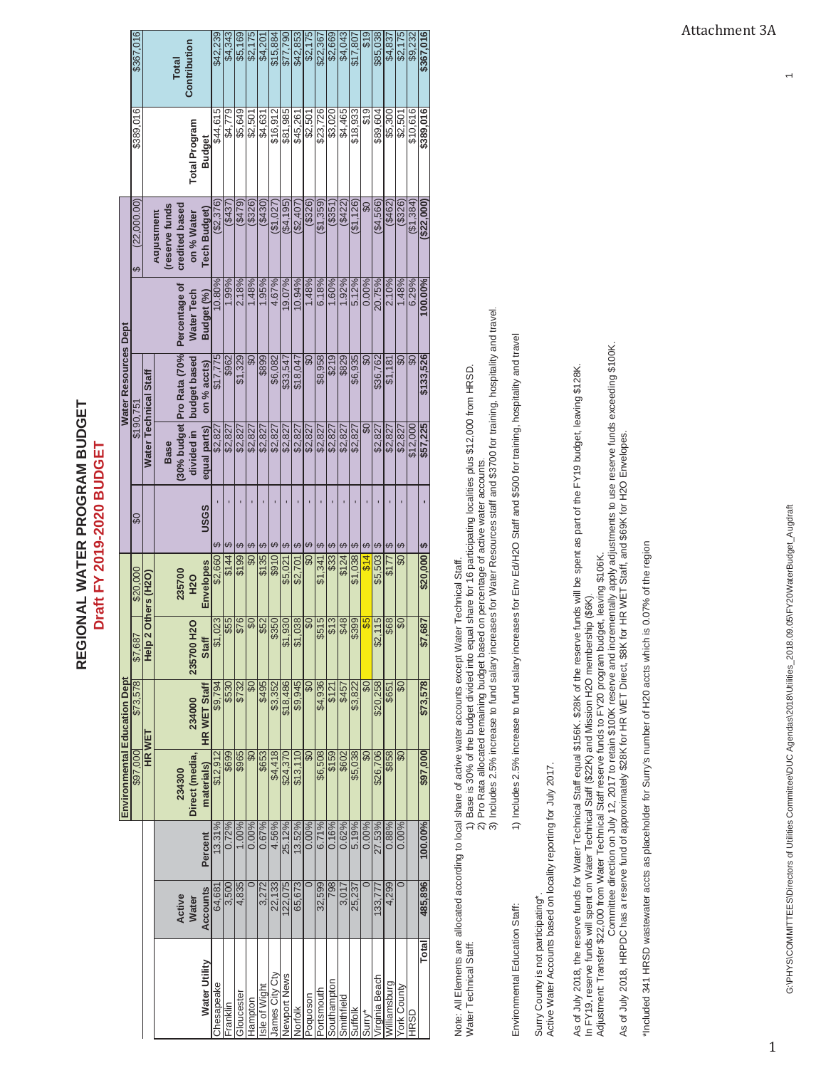Attachment 3A

# REGIONAL WATER PROGRAM BUDGET

## Draft FY 2019-2020 BUDGET

| | | | Environmental Education Dept | | | | | Water Resources Dept | | | | | |
|---|---|---|---|---|---|---|---|---|---|---|---|---|---|
| | | | $97,000 | $73,578 | $7,687 | $20,000 | $0 | $190,751 | | | $ (22,000.00) | $389,016 | $367,016 |
| | | | HR WET | | Help 2 Others (H2O) | | | Water Technical Staff | | | | | |
| Water Utility | Active Water Accounts | Percent | 234300 Direct (media, materials) | 234000 HR WET Staff | 235700 H2O Staff | 235700 H2O Envelopes | USGS | Base (30% budget divided in equal parts) | Pro Rata (70% budget based on % accts) | Percentage of Water Tech Budget (%) | Adjustment (reserve funds credited based on % Water Tech Budget) | Total Program Budget | Total Contribution |
| Chesapeake | 64,681 | 13.31% | $12,912 | $9,794 | $1,023 | $2,660 | $ - | $2,827 | $17,775 | 10.80% | ($2,376) | $44,615 | $42,239 |
| Franklin | 3,500 | 0.72% | $699 | $530 | $55 | $144 | $ - | $2,827 | $962 | 1.99% | ($437) | $4,779 | $4,343 |
| Gloucester | 4,835 | 1.00% | $965 | $732 | $76 | $199 | $ - | $2,827 | $1,329 | 2.18% | ($479) | $5,649 | $5,169 |
| Hampton | 0 | 0.00% | $0 | $0 | $0 | $0 | $ - | $2,827 | $0 | 1.48% | ($326) | $2,501 | $2,175 |
| Isle of Wight | 3,272 | 0.67% | $653 | $495 | $52 | $135 | $ - | $2,827 | $899 | 1.95% | ($430) | $4,631 | $4,201 |
| James City Cty | 22,133 | 4.56% | $4,418 | $3,352 | $350 | $910 | $ - | $2,827 | $6,082 | 4.67% | ($1,027) | $16,912 | $15,884 |
| Newport News | 122,075 | 25.12% | $24,370 | $18,486 | $1,930 | $5,021 | $ - | $2,827 | $33,547 | 19.07% | ($4,195) | $81,985 | $77,790 |
| Norfolk | 65,673 | 13.52% | $13,110 | $9,945 | $1,038 | $2,701 | $ - | $2,827 | $18,047 | 10.94% | ($2,407) | $45,261 | $42,853 |
| Poquoson | 0 | 0.00% | $0 | $0 | $0 | $0 | $ - | $2,827 | $0 | 1.48% | ($326) | $2,501 | $2,175 |
| Portsmouth | 32,599 | 6.71% | $6,508 | $4,936 | $515 | $1,341 | $ - | $2,827 | $8,958 | 6.18% | ($1,359) | $23,726 | $22,367 |
| Southampton | 798 | 0.16% | $159 | $121 | $13 | $33 | $ - | $2,827 | $219 | 1.60% | ($351) | $3,020 | $2,669 |
| Smithfield | 3,017 | 0.62% | $602 | $457 | $48 | $124 | $ - | $2,827 | $829 | 1.92% | ($422) | $4,465 | $4,043 |
| Suffolk | 25,237 | 5.19% | $5,038 | $3,822 | $399 | $1,038 | $ - | $2,827 | $6,935 | 5.12% | ($1,126) | $18,933 | $17,807 |
| Surry* | 0 | 0.00% | $0 | $0 | $5 | $14 | $ - | $0 | $0 | 0.00% | $0 | $19 | $19 |
| Virginia Beach | 133,777 | 27.53% | $26,706 | $20,258 | $2,115 | $5,503 | $ - | $2,827 | $36,762 | 20.75% | ($4,566) | $89,604 | $85,038 |
| Williamsburg | 4,299 | 0.88% | $858 | $651 | $68 | $177 | $ - | $2,827 | $1,181 | 2.10% | ($462) | $5,300 | $4,837 |
| York County | 0 | 0.00% | $0 | $0 | $0 | $0 | $ - | $2,827 | $0 | 1.48% | ($326) | $2,501 | $2,175 |
| HRSD | | | | | | | | $12,000 | $0 | 6.29% | ($1,384) | $10,616 | $9,232 |
| Total | 485,896 | 100.00% | $97,000 | $73,578 | $7,687 | $20,000 | $ - | $57,225 | $133,526 | 100.00% | ($22,000) | $389,016 | $367,016 |

Note: All Elements are allocated according to local share of active water accounts except Water Technical Staff.

Water Technical Staff:
1) Base is 30% of the budget divided into equal share for 16 participating localities plus $12,000 from HRSD.
2) Pro Rata allocated remaining budget based on percentage of active water accounts.
3) Includes 2.5% increase to fund salary increases for Water Resources staff and $3700 for training, hospitality and travel.

Environmental Education Staff:
1) Includes 2.5% increase to fund salary increases for Env Ed/H2O Staff and $500 for training, hospitality and travel

Surry County is not participating*.
Active Water Accounts based on locality reporting for July 2017.

As of July 2018, the reserve funds for Water Technical Staff equal $156K. $28K of the reserve funds will be spent as part of the FY19 budget, leaving $128K.
In FY19, reserve funds will spent on Water Technical Staff ($22K) and Mission H2O membership ($6K).
Adjustment: Transfer $22,000 from Water Technical Staff reserve funds to FY20 program budget, leaving $106K.
Committee direction on July 12, 2017 to retain $100K reserve and incrementally apply adjustments to use reserve funds exceeding $100K.
As of July 2018, HRPDC has a reserve fund of approximately $28K for HR WET Direct, $8K for HR WET Staff, and $69K for H2O Envelopes.

*Included 341 HRSD wastewater accts as placeholder for Surry's number of H20 accts which is 0.07% of the region

G:\PHYS\COMMITTEES\Directors of Utilities Committee\DUC Agendas\2018\Utilities_2018.09.05\FY20WaterBudget_Augdraft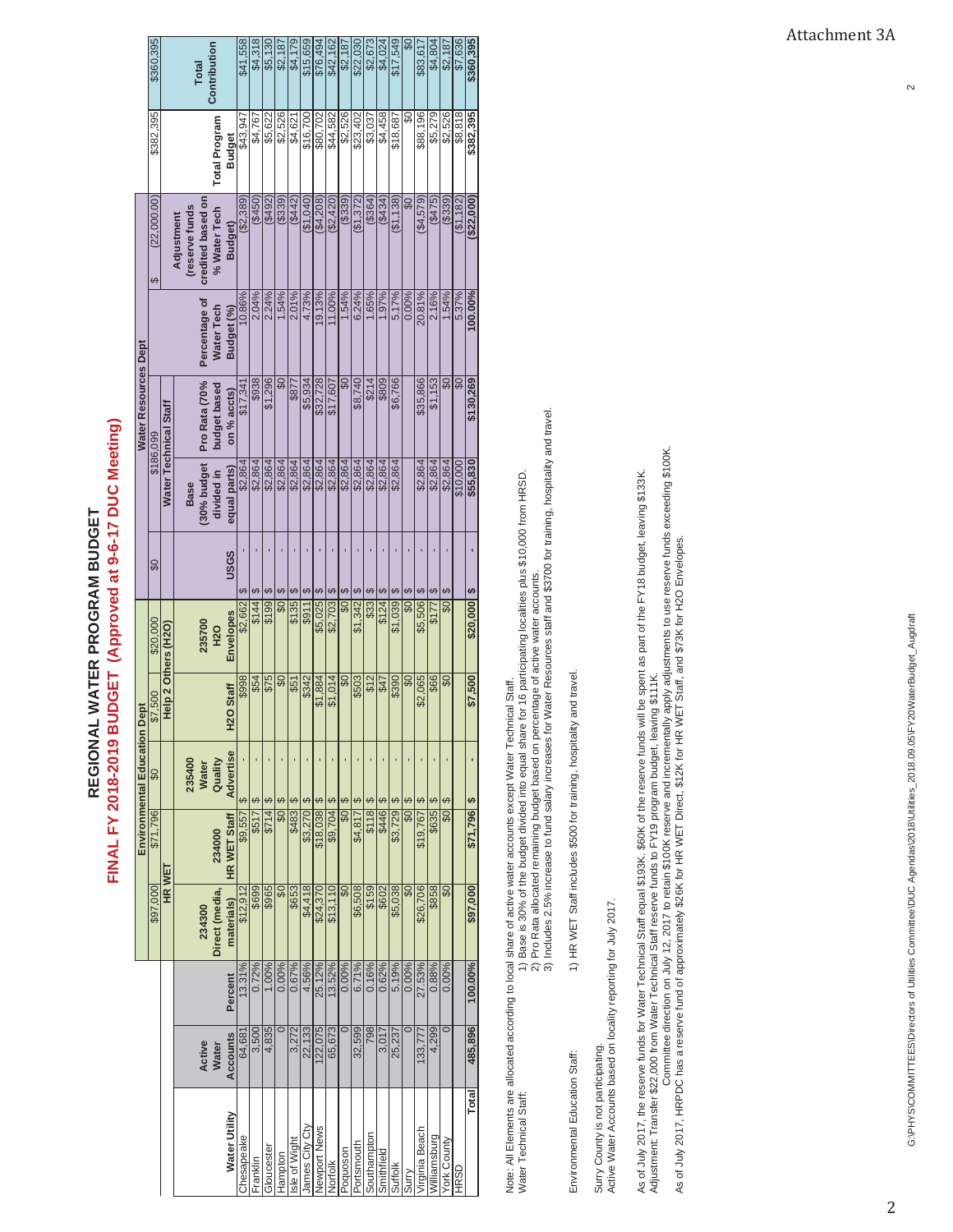Attachment 3A

# REGIONAL WATER PROGRAM BUDGET

## FINAL FY 2018-2019 BUDGET (Approved at 9-6-17 DUC Meeting)

| | | | Environmental Education Dept | | | | | Water Resources Dept | | | | | | |
|---|---|---|---|---|---|---|---|---|---|---|---|---|---|---|
| | | | $97,000 | $71,796 | $0 | $7,500 | $20,000 | $0 | $186,099 | | | $ (22,000.00) | $382,395 | $360,395 |
| | | | HR WET | | | Help 2 Others (H2O) | | | Water Technical Staff | | | | | |
| Water Utility | Active Water Accounts | Percent | 234300 Direct (media, materials) | 234000 HR WET Staff | 235400 Water Quality Advertise | H2O Staff | 235700 H2O Envelopes | USGS | Base (30% budget divided in equal parts) | Pro Rata (70% budget based on % accts) | Percentage of Water Tech Budget (%) | Adjustment (reserve funds credited based on % Water Tech Budget) | Total Program Budget | Total Contribution |
| Chesapeake | 64,681 | 13.31% | $12,912 | $9,557 | $ - | $998 | $2,662 | $ - | $2,864 | $17,341 | 10.86% | ($2,389) | $43,947 | $41,558 |
| Franklin | 3,500 | 0.72% | $699 | $517 | $ - | $54 | $144 | $ - | $2,864 | $938 | 2.04% | ($450) | $4,767 | $4,318 |
| Gloucester | 4,835 | 1.00% | $965 | $714 | $ - | $75 | $199 | $ - | $2,864 | $1,296 | 2.24% | ($492) | $5,622 | $5,130 |
| Hampton | 0 | 0.00% | $0 | $0 | $ - | $0 | $0 | $ - | $2,864 | $0 | 1.54% | ($339) | $2,526 | $2,187 |
| Isle of Wight | 3,272 | 0.67% | $653 | $483 | $ - | $51 | $135 | $ - | $2,864 | $877 | 2.01% | ($442) | $4,621 | $4,179 |
| James City Cty | 22,133 | 4.56% | $4,418 | $3,270 | $ - | $342 | $911 | $ - | $2,864 | $5,934 | 4.73% | ($1,040) | $16,700 | $15,659 |
| Newport News | 122,075 | 25.12% | $24,370 | $18,038 | $ - | $1,884 | $5,025 | $ - | $2,864 | $32,728 | 19.13% | ($4,208) | $80,702 | $76,494 |
| Norfolk | 65,673 | 13.52% | $13,110 | $9,704 | $ - | $1,014 | $2,703 | $ - | $2,864 | $17,607 | 11.00% | ($2,420) | $44,582 | $42,162 |
| Poquoson | 0 | 0.00% | $0 | $0 | $ - | $0 | $0 | $ - | $2,864 | $0 | 1.54% | ($339) | $2,526 | $2,187 |
| Portsmouth | 32,599 | 6.71% | $6,508 | $4,817 | $ - | $503 | $1,342 | $ - | $2,864 | $8,740 | 6.24% | ($1,372) | $23,402 | $22,030 |
| Southampton | 798 | 0.16% | $159 | $118 | $ - | $12 | $33 | $ - | $2,864 | $214 | 1.65% | ($364) | $3,037 | $2,673 |
| Smithfield | 3,017 | 0.62% | $602 | $446 | $ - | $47 | $124 | $ - | $2,864 | $809 | 1.97% | ($434) | $4,458 | $4,024 |
| Suffolk | 25,237 | 5.19% | $5,038 | $3,729 | $ - | $390 | $1,039 | $ - | $2,864 | $6,766 | 5.17% | ($1,138) | $18,687 | $17,549 |
| Surry | 0 | 0.00% | $0 | $0 | $ - | $0 | $0 | $ - | | | 0.00% | $0 | $0 | $0 |
| Virginia Beach | 133,777 | 27.53% | $26,706 | $19,767 | $ - | $2,065 | $5,506 | $ - | $2,864 | $35,866 | 20.81% | ($4,579) | $88,196 | $83,617 |
| Williamsburg | 4,299 | 0.88% | $858 | $635 | $ - | $66 | $177 | $ - | $2,864 | $1,153 | 2.16% | ($475) | $5,279 | $4,804 |
| York County | 0 | 0.00% | $0 | $0 | $ - | $0 | $0 | $ - | $2,864 | $0 | 1.54% | ($339) | $2,526 | $2,187 |
| HRSD | | | | | | | | | $10,000 | $0 | 5.37% | ($1,182) | $8,818 | $7,636 |
| Total | 485,896 | 100.00% | $97,000 | $71,796 | $ - | $7,500 | $20,000 | $ - | $55,830 | $130,269 | 100.00% | ($22,000) | $382,395 | $360,395 |

Note: All Elements are allocated according to local share of active water accounts except Water Technical Staff.

Water Technical Staff:
1) Base is 30% of the budget divided into equal share for 16 participating localities plus $10,000 from HRSD.
2) Pro Rata allocated remaining budget based on percentage of active water accounts.
3) Includes 2.5% increase to fund salary increases for Water Resources staff and $3700 for training, hospitality and travel.

Environmental Education Staff: 1) HR WET Staff includes $500 for training, hospitality and travel.

Surry County is not participating.
Active Water Accounts based on locality reporting for July 2017.

As of July 2017, the reserve funds for Water Technical Staff equal $193K. $60K of the reserve funds will be spent as part of the FY18 budget, leaving $133K.
Adjustment: Transfer $22,000 from Water Technical Staff reserve funds to FY19 program budget, leaving $111K.
Committee direction on July 12, 2017 to retain $100K reserve and incrementally apply adjustments to use reserve funds exceeding $100K.
As of July 2017, HRPDC has a reserve fund of approximately $26K for HR WET Direct, $12K for HR WET Staff, and $73K for H2O Envelopes.

G:\PHYS\COMMITTEES\Directors of Utilities Committee\DUC Agendas\2018\Utilities_2018.09.05\FY20WaterBudget_Augdraft